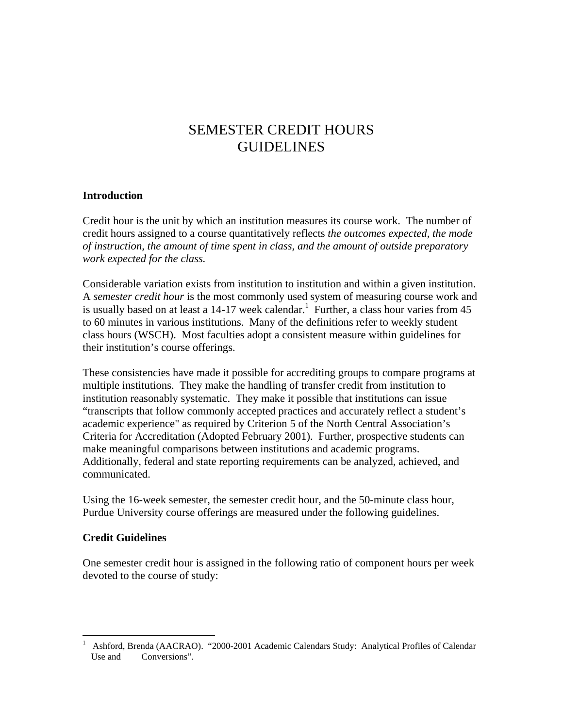# SEMESTER CREDIT HOURS GUIDELINES

**Introduction**

Credit hour is the unit by which an institution measures its course work. The number of credit hours assigned to a course quantitatively reflects *the outcomes expected, the mode of instruction, the amount of time spent in class, and the amount of outside preparatory work expected for the class.*

Considerable variation exists from institution to institution and within a given institution. A *semester credit hour* is the most commonly used system of measuring course work and is usually based on at least a 14-17 week calendar.[1] Further, a class hour varies from 45 to 60 minutes in various institutions. Many of the definitions refer to weekly student class hours (WSCH). Most faculties adopt a consistent measure within guidelines for their institution's course offerings.

These consistencies have made it possible for accrediting groups to compare programs at multiple institutions. They make the handling of transfer credit from institution to institution reasonably systematic. They make it possible that institutions can issue "transcripts that follow commonly accepted practices and accurately reflect a student's academic experience" as required by Criterion 5 of the North Central Association's Criteria for Accreditation (Adopted February 2001). Further, prospective students can make meaningful comparisons between institutions and academic programs. Additionally, federal and state reporting requirements can be analyzed, achieved, and communicated.

Using the 16-week semester, the semester credit hour, and the 50-minute class hour, Purdue University course offerings are measured under the following guidelines.

**Credit Guidelines**

One semester credit hour is assigned in the following ratio of component hours per week devoted to the course of study:

---

[1] Ashford, Brenda (AACRAO). "2000-2001 Academic Calendars Study: Analytical Profiles of Calendar Use and Conversions".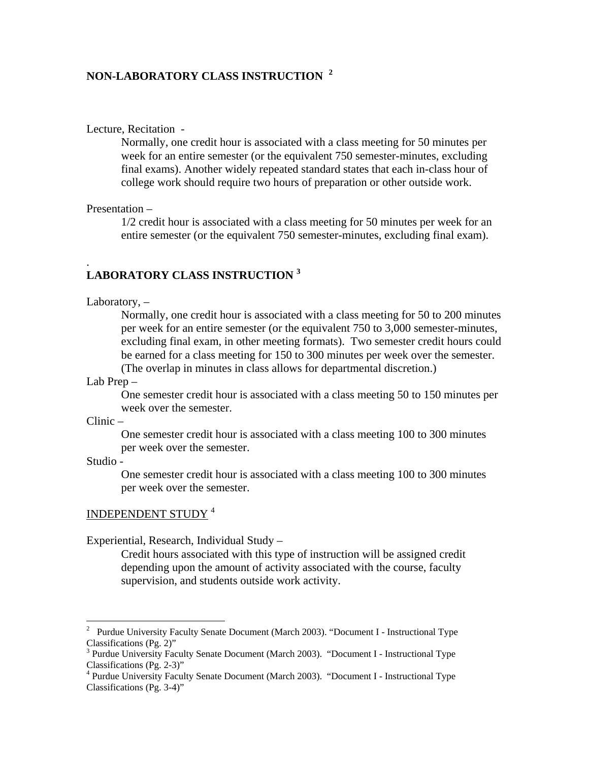## NON-LABORATORY CLASS INSTRUCTION [2]

Lecture, Recitation -

> Normally, one credit hour is associated with a class meeting for 50 minutes per week for an entire semester (or the equivalent 750 semester-minutes, excluding final exams). Another widely repeated standard states that each in-class hour of college work should require two hours of preparation or other outside work.

Presentation –

> 1/2 credit hour is associated with a class meeting for 50 minutes per week for an entire semester (or the equivalent 750 semester-minutes, excluding final exam).

.

## LABORATORY CLASS INSTRUCTION [3]

Laboratory, –

> Normally, one credit hour is associated with a class meeting for 50 to 200 minutes per week for an entire semester (or the equivalent 750 to 3,000 semester-minutes, excluding final exam, in other meeting formats). Two semester credit hours could be earned for a class meeting for 150 to 300 minutes per week over the semester. (The overlap in minutes in class allows for departmental discretion.)

Lab Prep –

> One semester credit hour is associated with a class meeting 50 to 150 minutes per week over the semester.

Clinic –

> One semester credit hour is associated with a class meeting 100 to 300 minutes per week over the semester.

Studio -

> One semester credit hour is associated with a class meeting 100 to 300 minutes per week over the semester.

## INDEPENDENT STUDY [4]

Experiential, Research, Individual Study –

> Credit hours associated with this type of instruction will be assigned credit depending upon the amount of activity associated with the course, faculty supervision, and students outside work activity.

---

[2] Purdue University Faculty Senate Document (March 2003). "Document I - Instructional Type Classifications (Pg. 2)"

[3] Purdue University Faculty Senate Document (March 2003). "Document I - Instructional Type Classifications (Pg. 2-3)"

[4] Purdue University Faculty Senate Document (March 2003). "Document I - Instructional Type Classifications (Pg. 3-4)"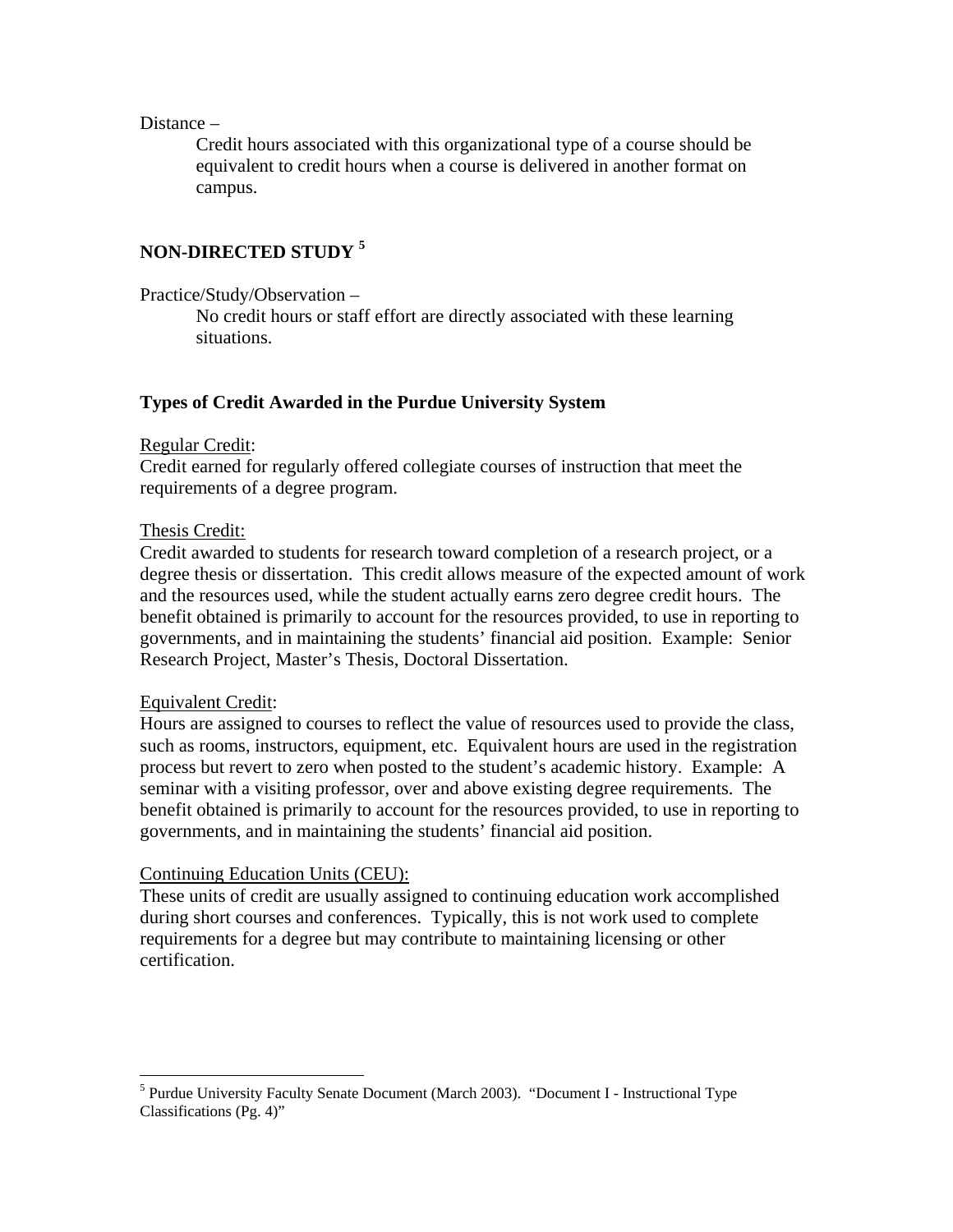Distance –

Credit hours associated with this organizational type of a course should be equivalent to credit hours when a course is delivered in another format on campus.

## NON-DIRECTED STUDY [5]

Practice/Study/Observation –

No credit hours or staff effort are directly associated with these learning situations.

### Types of Credit Awarded in the Purdue University System

Regular Credit:
Credit earned for regularly offered collegiate courses of instruction that meet the requirements of a degree program.

Thesis Credit:
Credit awarded to students for research toward completion of a research project, or a degree thesis or dissertation. This credit allows measure of the expected amount of work and the resources used, while the student actually earns zero degree credit hours. The benefit obtained is primarily to account for the resources provided, to use in reporting to governments, and in maintaining the students' financial aid position. Example: Senior Research Project, Master's Thesis, Doctoral Dissertation.

Equivalent Credit:
Hours are assigned to courses to reflect the value of resources used to provide the class, such as rooms, instructors, equipment, etc. Equivalent hours are used in the registration process but revert to zero when posted to the student's academic history. Example: A seminar with a visiting professor, over and above existing degree requirements. The benefit obtained is primarily to account for the resources provided, to use in reporting to governments, and in maintaining the students' financial aid position.

Continuing Education Units (CEU):
These units of credit are usually assigned to continuing education work accomplished during short courses and conferences. Typically, this is not work used to complete requirements for a degree but may contribute to maintaining licensing or other certification.

---

[5] Purdue University Faculty Senate Document (March 2003). "Document I - Instructional Type Classifications (Pg. 4)"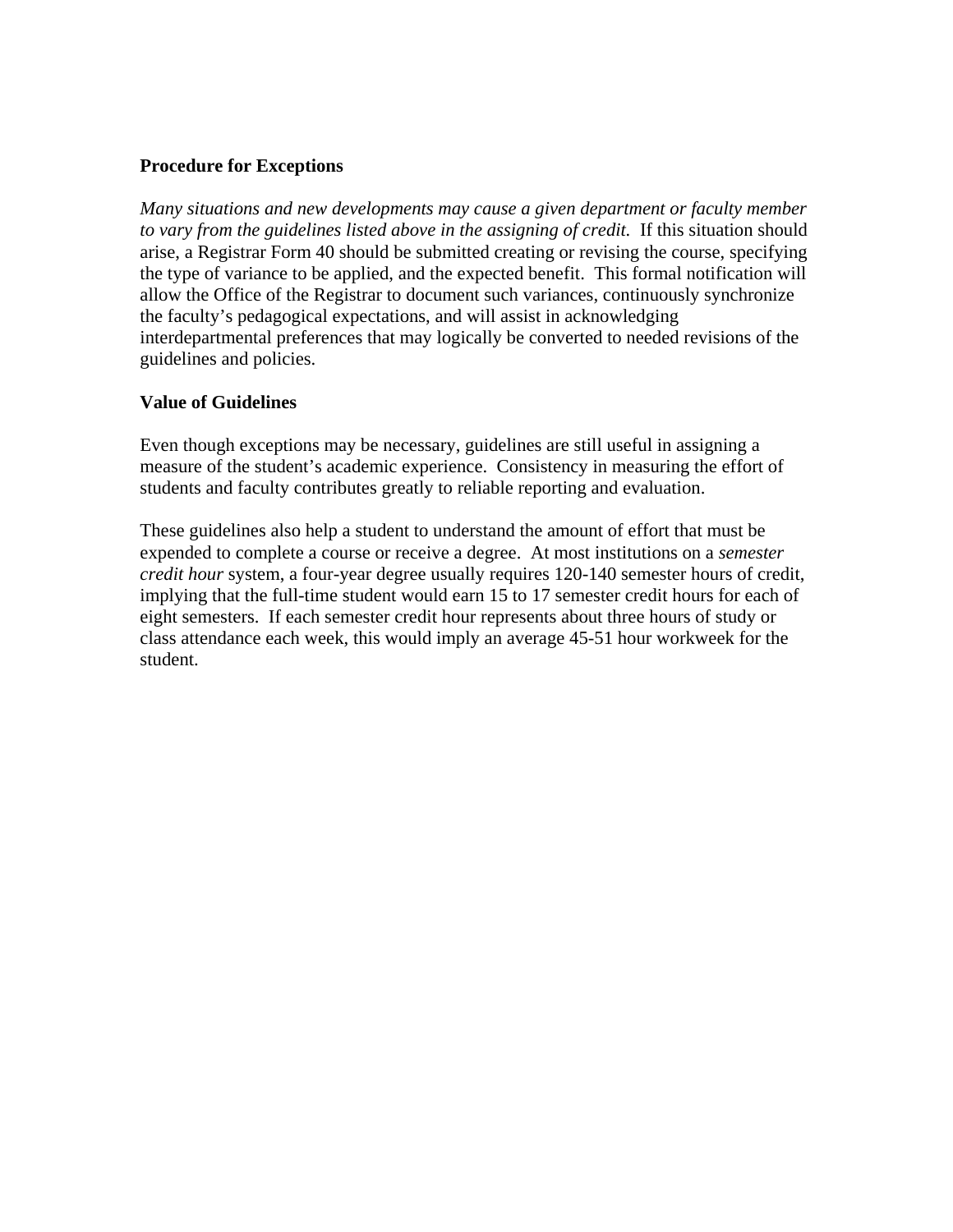**Procedure for Exceptions**

*Many situations and new developments may cause a given department or faculty member to vary from the guidelines listed above in the assigning of credit.* If this situation should arise, a Registrar Form 40 should be submitted creating or revising the course, specifying the type of variance to be applied, and the expected benefit. This formal notification will allow the Office of the Registrar to document such variances, continuously synchronize the faculty's pedagogical expectations, and will assist in acknowledging interdepartmental preferences that may logically be converted to needed revisions of the guidelines and policies.

**Value of Guidelines**

Even though exceptions may be necessary, guidelines are still useful in assigning a measure of the student's academic experience. Consistency in measuring the effort of students and faculty contributes greatly to reliable reporting and evaluation.

These guidelines also help a student to understand the amount of effort that must be expended to complete a course or receive a degree. At most institutions on a *semester credit hour* system, a four-year degree usually requires 120-140 semester hours of credit, implying that the full-time student would earn 15 to 17 semester credit hours for each of eight semesters. If each semester credit hour represents about three hours of study or class attendance each week, this would imply an average 45-51 hour workweek for the student.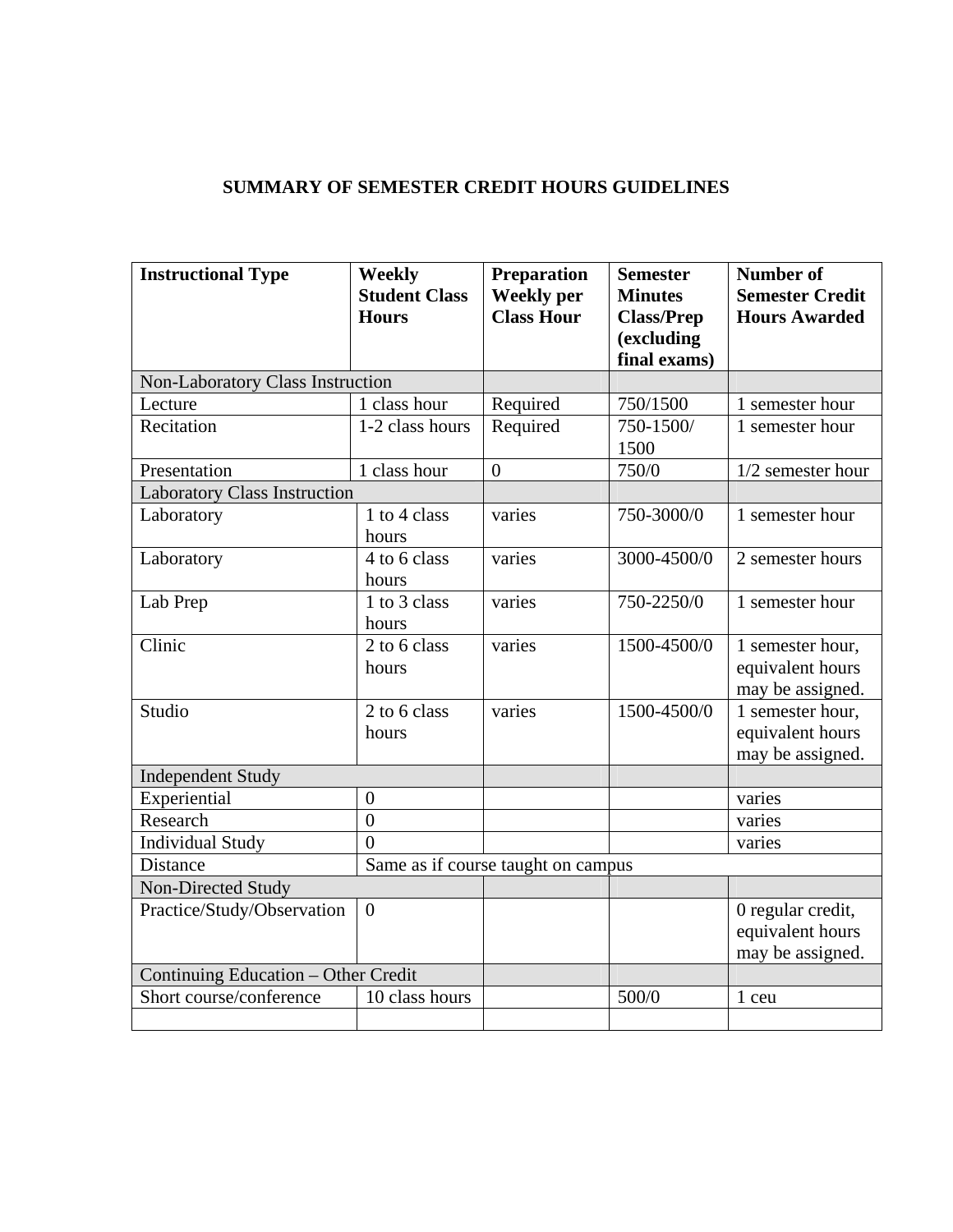# SUMMARY OF SEMESTER CREDIT HOURS GUIDELINES

| Instructional Type | Weekly Student Class Hours | Preparation Weekly per Class Hour | Semester Minutes Class/Prep (excluding final exams) | Number of Semester Credit Hours Awarded |
|---|---|---|---|---|
| Non-Laboratory Class Instruction | | | | |
| Lecture | 1 class hour | Required | 750/1500 | 1 semester hour |
| Recitation | 1-2 class hours | Required | 750-1500/ 1500 | 1 semester hour |
| Presentation | 1 class hour | 0 | 750/0 | 1/2 semester hour |
| Laboratory Class Instruction | | | | |
| Laboratory | 1 to 4 class hours | varies | 750-3000/0 | 1 semester hour |
| Laboratory | 4 to 6 class hours | varies | 3000-4500/0 | 2 semester hours |
| Lab Prep | 1 to 3 class hours | varies | 750-2250/0 | 1 semester hour |
| Clinic | 2 to 6 class hours | varies | 1500-4500/0 | 1 semester hour, equivalent hours may be assigned. |
| Studio | 2 to 6 class hours | varies | 1500-4500/0 | 1 semester hour, equivalent hours may be assigned. |
| Independent Study | | | | |
| Experiential | 0 | | | varies |
| Research | 0 | | | varies |
| Individual Study | 0 | | | varies |
| Distance | Same as if course taught on campus | | | |
| Non-Directed Study | | | | |
| Practice/Study/Observation | 0 | | | 0 regular credit, equivalent hours may be assigned. |
| Continuing Education – Other Credit | | | | |
| Short course/conference | 10 class hours | | 500/0 | 1 ceu |
| | | | | |